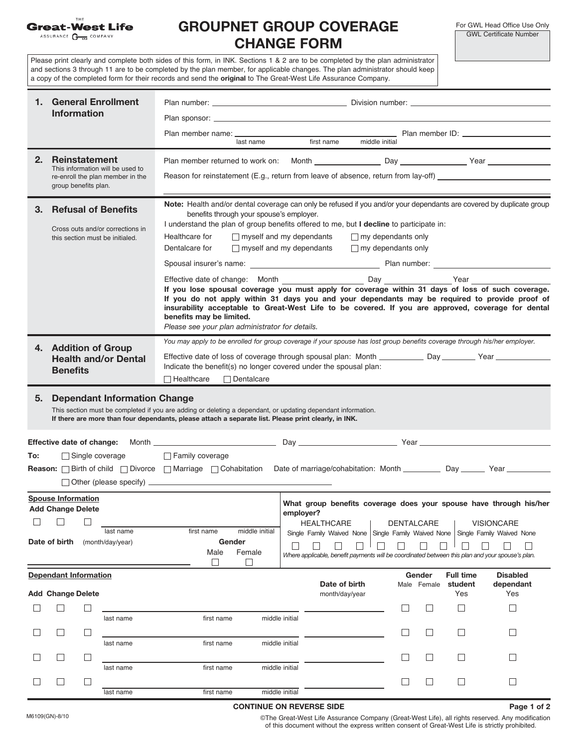The Great-West Life Assurance Company

# GROUPNET GROUP COVERAGE CHANGE FORM

For GWL Head Office Use Only
GWL Certificate Number

Please print clearly and complete both sides of this form, in INK. Sections 1 & 2 are to be completed by the plan administrator and sections 3 through 11 are to be completed by the plan member, for applicable changes. The plan administrator should keep a copy of the completed form for their records and send the **original** to The Great-West Life Assurance Company.

## 1. General Enrollment Information

Plan number: ____________ Division number: ____________

Plan sponsor: ____________

Plan member name: ____________ (last name, first name, middle initial) Plan member ID: ____________

## 2. Reinstatement

This information will be used to re-enroll the plan member in the group benefits plan.

Plan member returned to work on: Month ________ Day ________ Year ________

Reason for reinstatement (E.g., return from leave of absence, return from lay-off) ____________

## 3. Refusal of Benefits

Cross outs and/or corrections in this section must be initialed.

**Note:** Health and/or dental coverage can only be refused if you and/or your dependants are covered by duplicate group benefits through your spouse's employer.

I understand the plan of group benefits offered to me, but **I decline** to participate in:

Healthcare for ☐ myself and my dependants ☐ my dependants only

Dentalcare for ☐ myself and my dependants ☐ my dependants only

Spousal insurer's name: ____________ Plan number: ____________

Effective date of change: Month ________ Day ________ Year ________

**If you lose spousal coverage you must apply for coverage within 31 days of loss of such coverage. If you do not apply within 31 days you and your dependants may be required to provide proof of insurability acceptable to Great-West Life to be covered. If you are approved, coverage for dental benefits may be limited.**

*Please see your plan administrator for details.*

## 4. Addition of Group Health and/or Dental Benefits

*You may apply to be enrolled for group coverage if your spouse has lost group benefits coverage through his/her employer.*

Effective date of loss of coverage through spousal plan: Month ________ Day ________ Year ________

Indicate the benefit(s) no longer covered under the spousal plan:

☐ Healthcare ☐ Dentalcare

## 5. Dependant Information Change

This section must be completed if you are adding or deleting a dependant, or updating dependant information.

**If there are more than four dependants, please attach a separate list. Please print clearly, in INK.**

**Effective date of change:** Month ________ Day ________ Year ________

**To:** ☐ Single coverage ☐ Family coverage

**Reason:** ☐ Birth of child ☐ Divorce ☐ Marriage ☐ Cohabitation Date of marriage/cohabitation: Month ________ Day ________ Year ________

☐ Other (please specify) ____________

**Spouse Information**

| Add | Change | Delete | last name | first name | middle initial |
|---|---|---|---|---|---|
| ☐ | ☐ | ☐ | | | |

**Date of birth** (month/day/year) ________ **Gender** Male ☐ Female ☐

**What group benefits coverage does your spouse have through his/her employer?**

| HEALTHCARE | | | | DENTALCARE | | | | VISIONCARE | | | |
|---|---|---|---|---|---|---|---|---|---|---|---|
| Single | Family | Waived | None | Single | Family | Waived | None | Single | Family | Waived | None |
| ☐ | ☐ | ☐ | ☐ | ☐ | ☐ | ☐ | ☐ | ☐ | ☐ | ☐ | ☐ |

*Where applicable, benefit payments will be coordinated between this plan and your spouse's plan.*

**Dependant Information**

| Add | Change | Delete | last name | first name | middle initial | Date of birth month/day/year | Gender Male | Gender Female | Full time student Yes | Disabled dependant Yes |
|---|---|---|---|---|---|---|---|---|---|---|
| ☐ | ☐ | ☐ | | | | | ☐ | ☐ | ☐ | ☐ |
| ☐ | ☐ | ☐ | | | | | ☐ | ☐ | ☐ | ☐ |
| ☐ | ☐ | ☐ | | | | | ☐ | ☐ | ☐ | ☐ |
| ☐ | ☐ | ☐ | | | | | ☐ | ☐ | ☐ | ☐ |

**CONTINUE ON REVERSE SIDE**

M6109(GN)-8/10

©The Great-West Life Assurance Company (Great-West Life), all rights reserved. Any modification of this document without the express written consent of Great-West Life is strictly prohibited.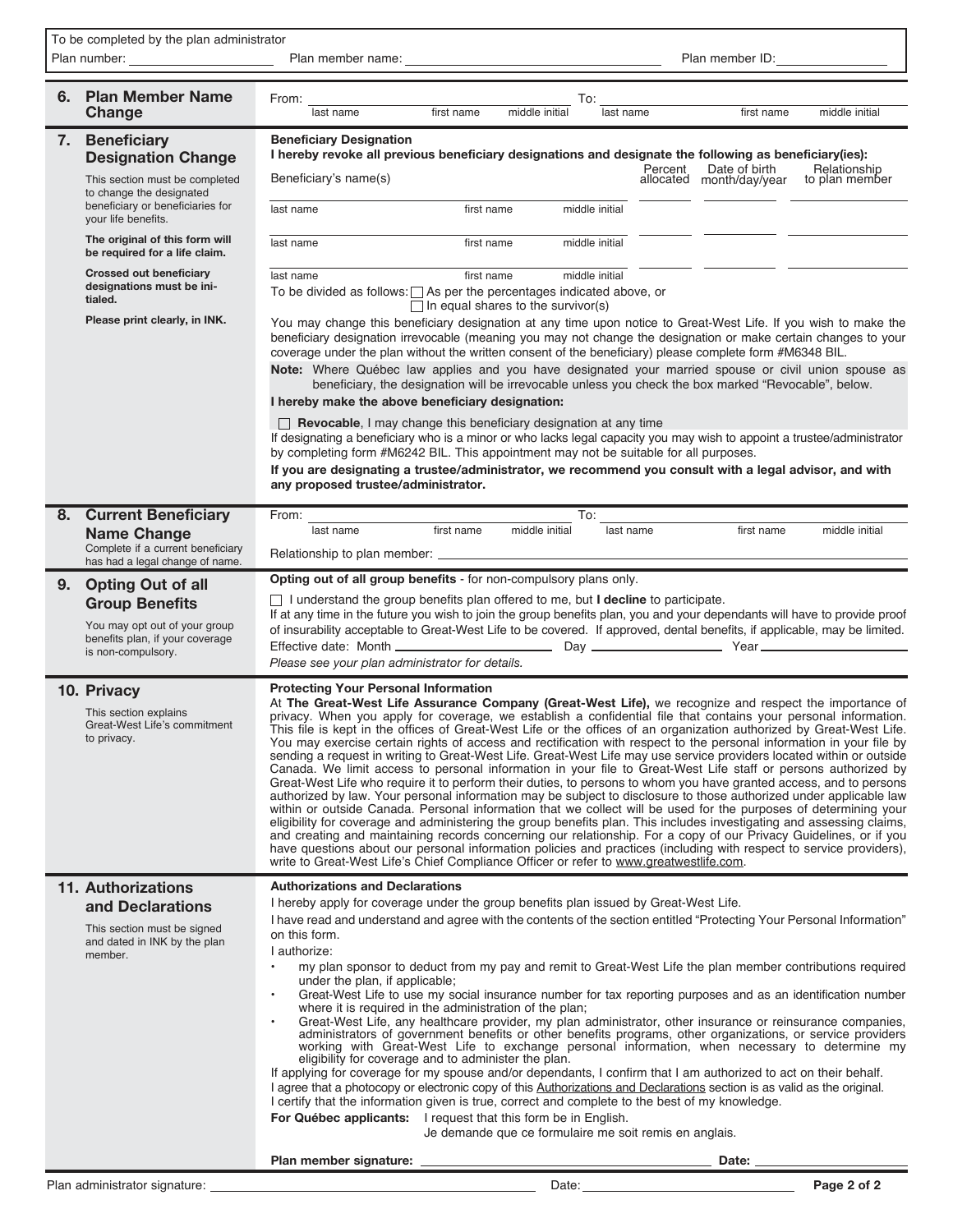To be completed by the plan administrator

Plan number: ____________ Plan member name: ____________ Plan member ID: ____________

## 6. Plan Member Name Change

From: ____________ (last name, first name, middle initial) To: ____________ (last name, first name, middle initial)

## 7. Beneficiary Designation Change

This section must be completed to change the designated beneficiary or beneficiaries for your life benefits.

**The original of this form will be required for a life claim.**

**Crossed out beneficiary designations must be initialed.**

**Please print clearly, in INK.**

**Beneficiary Designation**

**I hereby revoke all previous beneficiary designations and designate the following as beneficiary(ies):**

| Beneficiary's name(s) | Percent allocated | Date of birth month/day/year | Relationship to plan member |
|---|---|---|---|
| last name, first name, middle initial | | | |
| last name, first name, middle initial | | | |
| last name, first name, middle initial | | | |

To be divided as follows: ☐ As per the percentages indicated above, or ☐ In equal shares to the survivor(s)

You may change this beneficiary designation at any time upon notice to Great-West Life. If you wish to make the beneficiary designation irrevocable (meaning you may not change the designation or make certain changes to your coverage under the plan without the written consent of the beneficiary) please complete form #M6348 BIL.

**Note:** Where Québec law applies and you have designated your married spouse or civil union spouse as beneficiary, the designation will be irrevocable unless you check the box marked "Revocable", below.

**I hereby make the above beneficiary designation:**

☐ **Revocable**, I may change this beneficiary designation at any time

If designating a beneficiary who is a minor or who lacks legal capacity you may wish to appoint a trustee/administrator by completing form #M6242 BIL. This appointment may not be suitable for all purposes.

**If you are designating a trustee/administrator, we recommend you consult with a legal advisor, and with any proposed trustee/administrator.**

## 8. Current Beneficiary Name Change

Complete if a current beneficiary has had a legal change of name.

From: ____________ (last name, first name, middle initial) To: ____________ (last name, first name, middle initial)

Relationship to plan member: ____________

## 9. Opting Out of all Group Benefits

You may opt out of your group benefits plan, if your coverage is non-compulsory.

**Opting out of all group benefits** - for non-compulsory plans only.

☐ I understand the group benefits plan offered to me, but **I decline** to participate.

If at any time in the future you wish to join the group benefits plan, you and your dependants will have to provide proof of insurability acceptable to Great-West Life to be covered. If approved, dental benefits, if applicable, may be limited.

Effective date: Month ____________ Day ____________ Year ____________

*Please see your plan administrator for details.*

## 10. Privacy

This section explains Great-West Life's commitment to privacy.

**Protecting Your Personal Information**

At **The Great-West Life Assurance Company (Great-West Life),** we recognize and respect the importance of privacy. When you apply for coverage, we establish a confidential file that contains your personal information. This file is kept in the offices of Great-West Life or the offices of an organization authorized by Great-West Life. You may exercise certain rights of access and rectification with respect to the personal information in your file by sending a request in writing to Great-West Life. Great-West Life may use service providers located within or outside Canada. We limit access to personal information in your file to Great-West Life staff or persons authorized by Great-West Life who require it to perform their duties, to persons to whom you have granted access, and to persons authorized by law. Your personal information may be subject to disclosure to those authorized under applicable law within or outside Canada. Personal information that we collect will be used for the purposes of determining your eligibility for coverage and administering the group benefits plan. This includes investigating and assessing claims, and creating and maintaining records concerning our relationship. For a copy of our Privacy Guidelines, or if you have questions about our personal information policies and practices (including with respect to service providers), write to Great-West Life's Chief Compliance Officer or refer to www.greatwestlife.com.

## 11. Authorizations and Declarations

This section must be signed and dated in INK by the plan member.

**Authorizations and Declarations**

I hereby apply for coverage under the group benefits plan issued by Great-West Life.

I have read and understand and agree with the contents of the section entitled "Protecting Your Personal Information" on this form.

I authorize:

- my plan sponsor to deduct from my pay and remit to Great-West Life the plan member contributions required under the plan, if applicable;
- Great-West Life to use my social insurance number for tax reporting purposes and as an identification number where it is required in the administration of the plan;
- Great-West Life, any healthcare provider, my plan administrator, other insurance or reinsurance companies, administrators of government benefits or other benefits programs, other organizations, or service providers working with Great-West Life to exchange personal information, when necessary to determine my eligibility for coverage and to administer the plan.

If applying for coverage for my spouse and/or dependants, I confirm that I am authorized to act on their behalf.

I agree that a photocopy or electronic copy of this Authorizations and Declarations section is as valid as the original.

I certify that the information given is true, correct and complete to the best of my knowledge.

**For Québec applicants:** I request that this form be in English.
Je demande que ce formulaire me soit remis en anglais.

**Plan member signature:** ____________ **Date:** ____________

Plan administrator signature: ____________ Date: ____________